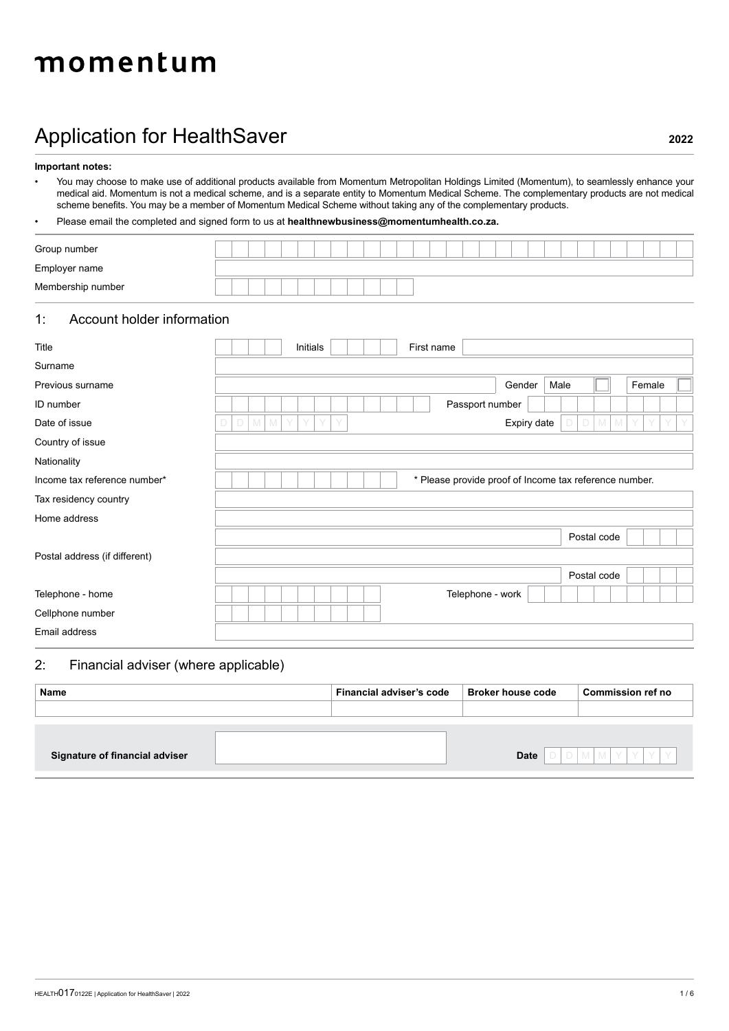# momentum

## Application for HealthSaver

**2022**

**Important notes:**

- You may choose to make use of additional products available from Momentum Metropolitan Holdings Limited (Momentum), to seamlessly enhance your medical aid. Momentum is not a medical scheme, and is a separate entity to Momentum Medical Scheme. The complementary products are not medical scheme benefits. You may be a member of Momentum Medical Scheme without taking any of the complementary products.
- Please email the completed and signed form to us at **healthnewbusiness@momentumhealth.co.za.**

| | |
|---|---|
| Group number | |
| Employer name | |
| Membership number | |

## 1: Account holder information

| | | | |
|---|---|---|---|
| Title | Initials | First name | |
| Surname | | | |
| Previous surname | | Gender | Male ☐ Female ☐ |
| ID number | | Passport number | |
| Date of issue | DDMMYYYY | Expiry date | DDMMYYYY |
| Country of issue | | | |
| Nationality | | | |
| Income tax reference number* | | * Please provide proof of Income tax reference number. | |
| Tax residency country | | | |
| Home address | | | |
| | | Postal code | |
| Postal address (if different) | | | |
| | | Postal code | |
| Telephone - home | | Telephone - work | |
| Cellphone number | | | |
| Email address | | | |

## 2: Financial adviser (where applicable)

| Name | Financial adviser's code | Broker house code | Commission ref no |
|---|---|---|---|
| | | | |

**Signature of financial adviser** ____________________ **Date** DDMMYYYY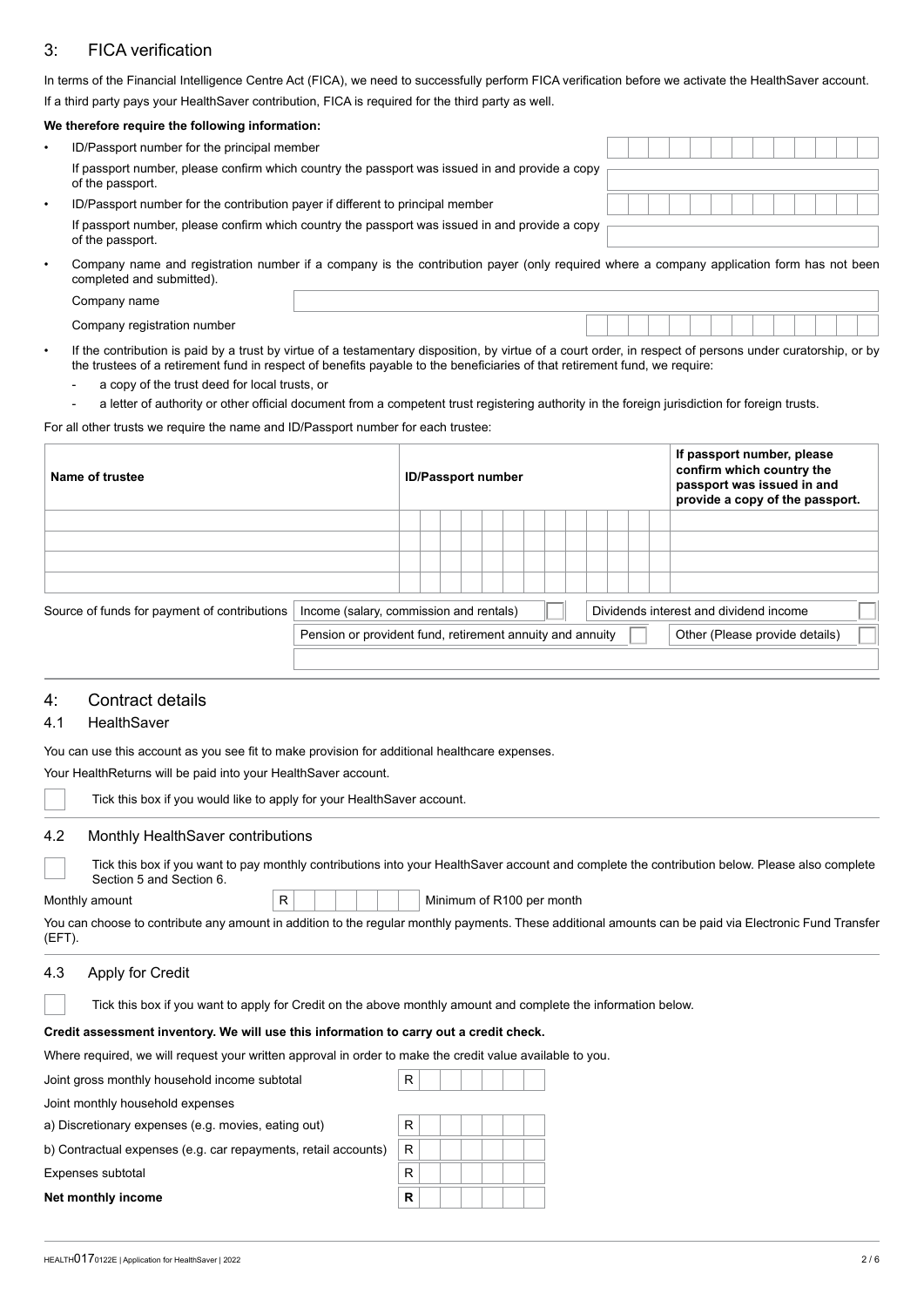## 3: FICA verification

In terms of the Financial Intelligence Centre Act (FICA), we need to successfully perform FICA verification before we activate the HealthSaver account.

If a third party pays your HealthSaver contribution, FICA is required for the third party as well.

**We therefore require the following information:**

- ID/Passport number for the principal member

  If passport number, please confirm which country the passport was issued in and provide a copy of the passport.

- ID/Passport number for the contribution payer if different to principal member

  If passport number, please confirm which country the passport was issued in and provide a copy of the passport.

- Company name and registration number if a company is the contribution payer (only required where a company application form has not been completed and submitted).

  Company name

  Company registration number

- If the contribution is paid by a trust by virtue of a testamentary disposition, by virtue of a court order, in respect of persons under curatorship, or by the trustees of a retirement fund in respect of benefits payable to the beneficiaries of that retirement fund, we require:
  - a copy of the trust deed for local trusts, or
  - a letter of authority or other official document from a competent trust registering authority in the foreign jurisdiction for foreign trusts.

For all other trusts we require the name and ID/Passport number for each trustee:

| Name of trustee | ID/Passport number | If passport number, please confirm which country the passport was issued in and provide a copy of the passport. |
|---|---|---|
| | | |
| | | |
| | | |
| | | |

| Source of funds for payment of contributions | | |
|---|---|---|
| | Income (salary, commission and rentals) ☐ | Dividends interest and dividend income ☐ |
| | Pension or provident fund, retirement annuity and annuity ☐ | Other (Please provide details) ☐ |
| | | |

## 4: Contract details

### 4.1 HealthSaver

You can use this account as you see fit to make provision for additional healthcare expenses.

Your HealthReturns will be paid into your HealthSaver account.

☐ Tick this box if you would like to apply for your HealthSaver account.

### 4.2 Monthly HealthSaver contributions

☐ Tick this box if you want to pay monthly contributions into your HealthSaver account and complete the contribution below. Please also complete Section 5 and Section 6.

Monthly amount R Minimum of R100 per month

You can choose to contribute any amount in addition to the regular monthly payments. These additional amounts can be paid via Electronic Fund Transfer (EFT).

### 4.3 Apply for Credit

☐ Tick this box if you want to apply for Credit on the above monthly amount and complete the information below.

**Credit assessment inventory. We will use this information to carry out a credit check.**

Where required, we will request your written approval in order to make the credit value available to you.

| | |
|---|---|
| Joint gross monthly household income subtotal | R |
| Joint monthly household expenses | |
| a) Discretionary expenses (e.g. movies, eating out) | R |
| b) Contractual expenses (e.g. car repayments, retail accounts) | R |
| Expenses subtotal | R |
| **Net monthly income** | **R** |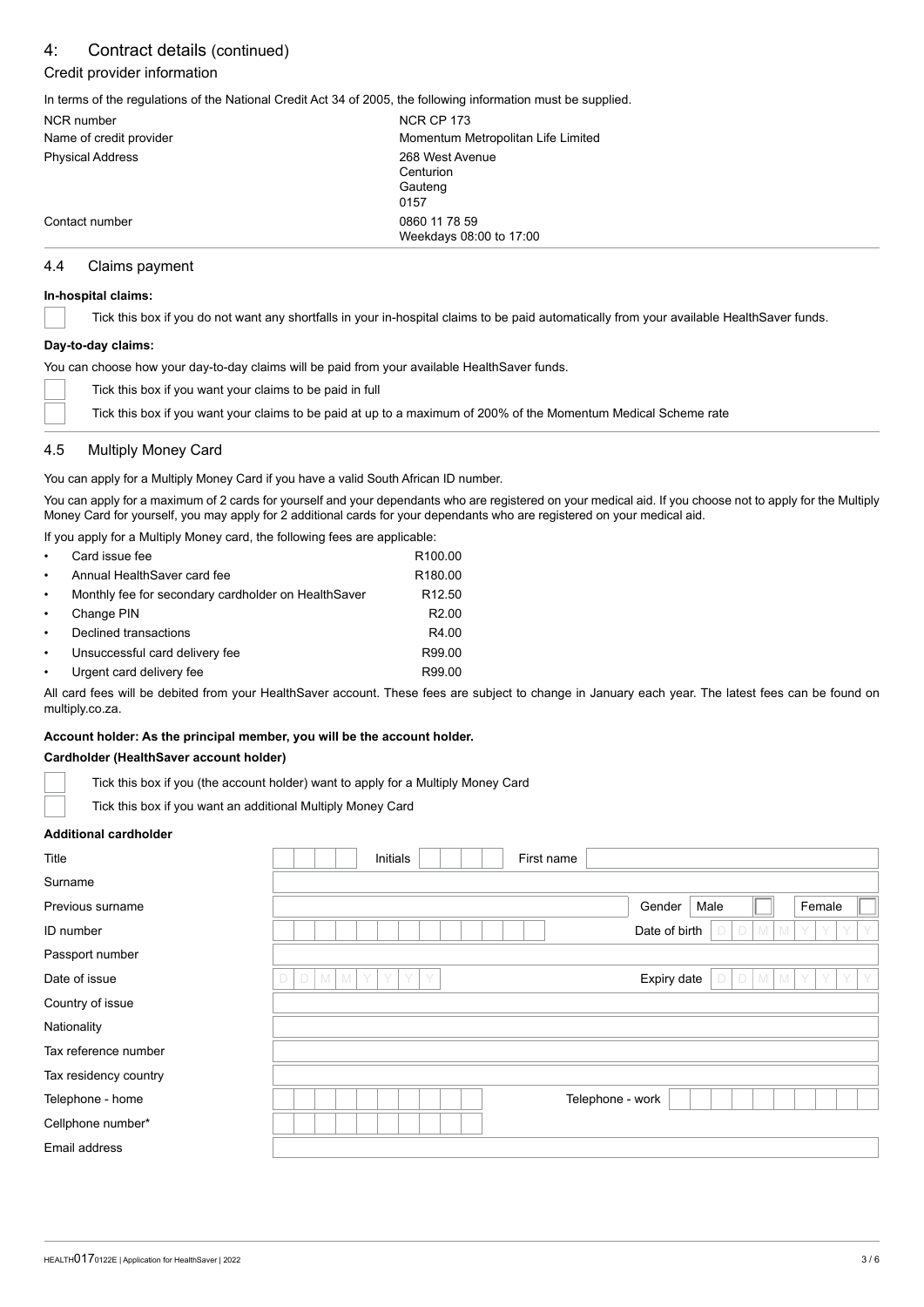# 4: Contract details (continued)

## Credit provider information

In terms of the regulations of the National Credit Act 34 of 2005, the following information must be supplied.

| | |
|---|---|
| NCR number | NCR CP 173 |
| Name of credit provider | Momentum Metropolitan Life Limited |
| Physical Address | 268 West Avenue<br>Centurion<br>Gauteng<br>0157 |
| Contact number | 0860 11 78 59<br>Weekdays 08:00 to 17:00 |

## 4.4 Claims payment

**In-hospital claims:**

☐ Tick this box if you do not want any shortfalls in your in-hospital claims to be paid automatically from your available HealthSaver funds.

**Day-to-day claims:**

You can choose how your day-to-day claims will be paid from your available HealthSaver funds.

☐ Tick this box if you want your claims to be paid in full

☐ Tick this box if you want your claims to be paid at up to a maximum of 200% of the Momentum Medical Scheme rate

## 4.5 Multiply Money Card

You can apply for a Multiply Money Card if you have a valid South African ID number.

You can apply for a maximum of 2 cards for yourself and your dependants who are registered on your medical aid. If you choose not to apply for the Multiply Money Card for yourself, you may apply for 2 additional cards for your dependants who are registered on your medical aid.

If you apply for a Multiply Money card, the following fees are applicable:

- Card issue fee R100.00
- Annual HealthSaver card fee R180.00
- Monthly fee for secondary cardholder on HealthSaver R12.50
- Change PIN R2.00
- Declined transactions R4.00
- Unsuccessful card delivery fee R99.00
- Urgent card delivery fee R99.00

All card fees will be debited from your HealthSaver account. These fees are subject to change in January each year. The latest fees can be found on multiply.co.za.

**Account holder: As the principal member, you will be the account holder.**

**Cardholder (HealthSaver account holder)**

☐ Tick this box if you (the account holder) want to apply for a Multiply Money Card

☐ Tick this box if you want an additional Multiply Money Card

**Additional cardholder**

| | | | |
|---|---|---|---|
| Title | Initials | First name | |
| Surname | | | |
| Previous surname | | Gender | Male ☐ Female ☐ |
| ID number | | Date of birth | DD MM YYYY |
| Passport number | | | |
| Date of issue | DD MM YYYY | Expiry date | DD MM YYYY |
| Country of issue | | | |
| Nationality | | | |
| Tax reference number | | | |
| Tax residency country | | | |
| Telephone - home | | Telephone - work | |
| Cellphone number* | | | |
| Email address | | | |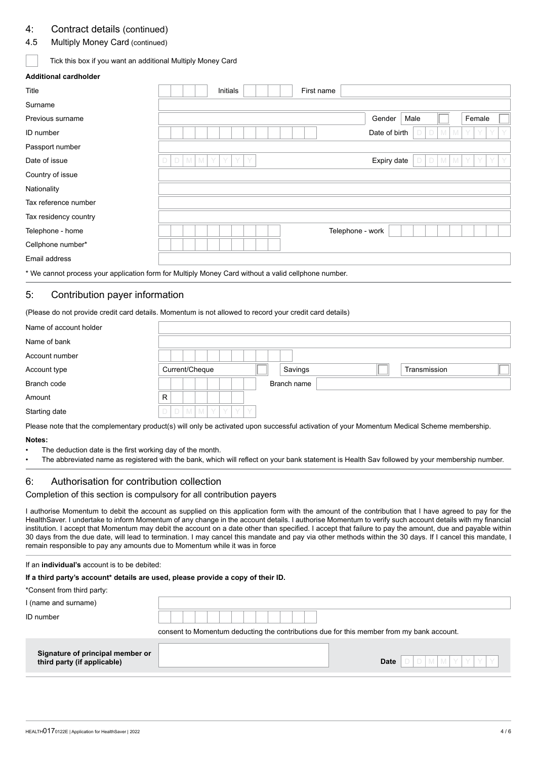## 4: Contract details (continued)

### 4.5 Multiply Money Card (continued)

☐ Tick this box if you want an additional Multiply Money Card

**Additional cardholder**

| | |
|---|---|
| Title | Initials | First name |
| Surname | |
| Previous surname | Gender: Male ☐ Female ☐ |
| ID number | Date of birth: DDMMYYYY |
| Passport number | |
| Date of issue: DDMMYYYY | Expiry date: DDMMYYYY |
| Country of issue | |
| Nationality | |
| Tax reference number | |
| Tax residency country | |
| Telephone - home | Telephone - work |
| Cellphone number* | |
| Email address | |

* We cannot process your application form for Multiply Money Card without a valid cellphone number.

## 5: Contribution payer information

(Please do not provide credit card details. Momentum is not allowed to record your credit card details)

| | |
|---|---|
| Name of account holder | |
| Name of bank | |
| Account number | |
| Account type | Current/Cheque ☐ Savings ☐ Transmission ☐ |
| Branch code | Branch name |
| Amount | R |
| Starting date | DDMMYYYY |

Please note that the complementary product(s) will only be activated upon successful activation of your Momentum Medical Scheme membership.

**Notes:**

- The deduction date is the first working day of the month.
- The abbreviated name as registered with the bank, which will reflect on your bank statement is Health Sav followed by your membership number.

## 6: Authorisation for contribution collection

Completion of this section is compulsory for all contribution payers

I authorise Momentum to debit the account as supplied on this application form with the amount of the contribution that I have agreed to pay for the HealthSaver. I undertake to inform Momentum of any change in the account details. I authorise Momentum to verify such account details with my financial institution. I accept that Momentum may debit the account on a date other than specified. I accept that failure to pay the amount, due and payable within 30 days from the due date, will lead to termination. I may cancel this mandate and pay via other methods within the 30 days. If I cancel this mandate, I remain responsible to pay any amounts due to Momentum while it was in force

If an **individual's** account is to be debited:

**If a third party's account* details are used, please provide a copy of their ID.**

*Consent from third party:

| | |
|---|---|
| I (name and surname) | |
| ID number | |

consent to Momentum deducting the contributions due for this member from my bank account.

| | | |
|---|---|---|
| **Signature of principal member or third party (if applicable)** | | **Date** DDMMYYYY |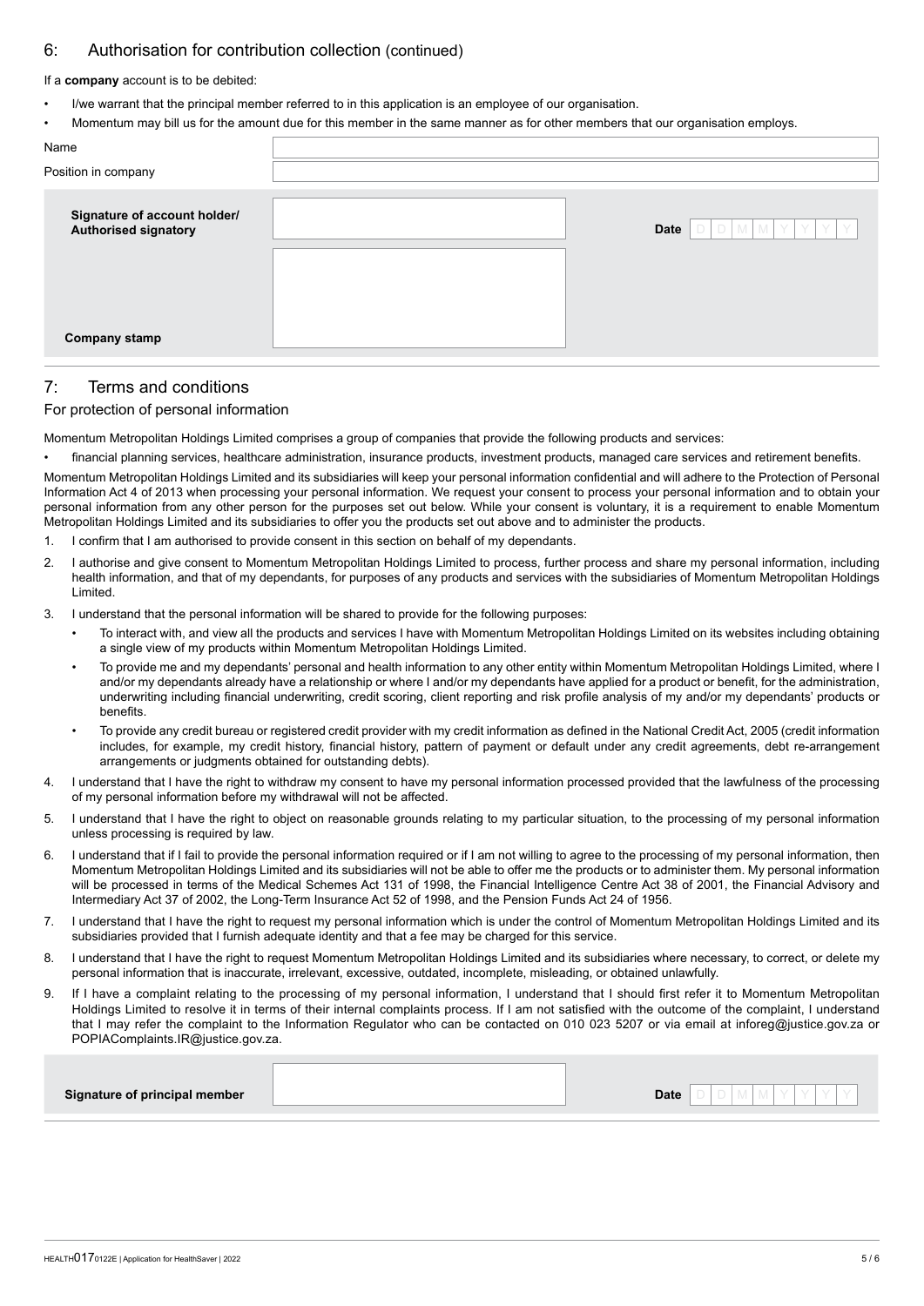## 6: Authorisation for contribution collection (continued)

If a **company** account is to be debited:

- I/we warrant that the principal member referred to in this application is an employee of our organisation.
- Momentum may bill us for the amount due for this member in the same manner as for other members that our organisation employs.

| | |
|---|---|
| Name | |
| Position in company | |

| | | |
|---|---|---|
| **Signature of account holder/ Authorised signatory** | | **Date** D D M M Y Y Y Y |
| **Company stamp** | | |

## 7: Terms and conditions

### For protection of personal information

Momentum Metropolitan Holdings Limited comprises a group of companies that provide the following products and services:

- financial planning services, healthcare administration, insurance products, investment products, managed care services and retirement benefits.

Momentum Metropolitan Holdings Limited and its subsidiaries will keep your personal information confidential and will adhere to the Protection of Personal Information Act 4 of 2013 when processing your personal information. We request your consent to process your personal information and to obtain your personal information from any other person for the purposes set out below. While your consent is voluntary, it is a requirement to enable Momentum Metropolitan Holdings Limited and its subsidiaries to offer you the products set out above and to administer the products.

1. I confirm that I am authorised to provide consent in this section on behalf of my dependants.
2. I authorise and give consent to Momentum Metropolitan Holdings Limited to process, further process and share my personal information, including health information, and that of my dependants, for purposes of any products and services with the subsidiaries of Momentum Metropolitan Holdings Limited.
3. I understand that the personal information will be shared to provide for the following purposes:
   - To interact with, and view all the products and services I have with Momentum Metropolitan Holdings Limited on its websites including obtaining a single view of my products within Momentum Metropolitan Holdings Limited.
   - To provide me and my dependants' personal and health information to any other entity within Momentum Metropolitan Holdings Limited, where I and/or my dependants already have a relationship or where I and/or my dependants have applied for a product or benefit, for the administration, underwriting including financial underwriting, credit scoring, client reporting and risk profile analysis of my and/or my dependants' products or benefits.
   - To provide any credit bureau or registered credit provider with my credit information as defined in the National Credit Act, 2005 (credit information includes, for example, my credit history, financial history, pattern of payment or default under any credit agreements, debt re-arrangement arrangements or judgments obtained for outstanding debts).
4. I understand that I have the right to withdraw my consent to have my personal information processed provided that the lawfulness of the processing of my personal information before my withdrawal will not be affected.
5. I understand that I have the right to object on reasonable grounds relating to my particular situation, to the processing of my personal information unless processing is required by law.
6. I understand that if I fail to provide the personal information required or if I am not willing to agree to the processing of my personal information, then Momentum Metropolitan Holdings Limited and its subsidiaries will not be able to offer me the products or to administer them. My personal information will be processed in terms of the Medical Schemes Act 131 of 1998, the Financial Intelligence Centre Act 38 of 2001, the Financial Advisory and Intermediary Act 37 of 2002, the Long-Term Insurance Act 52 of 1998, and the Pension Funds Act 24 of 1956.
7. I understand that I have the right to request my personal information which is under the control of Momentum Metropolitan Holdings Limited and its subsidiaries provided that I furnish adequate identity and that a fee may be charged for this service.
8. I understand that I have the right to request Momentum Metropolitan Holdings Limited and its subsidiaries where necessary, to correct, or delete my personal information that is inaccurate, irrelevant, excessive, outdated, incomplete, misleading, or obtained unlawfully.
9. If I have a complaint relating to the processing of my personal information, I understand that I should first refer it to Momentum Metropolitan Holdings Limited to resolve it in terms of their internal complaints process. If I am not satisfied with the outcome of the complaint, I understand that I may refer the complaint to the Information Regulator who can be contacted on 010 023 5207 or via email at inforeg@justice.gov.za or POPIAComplaints.IR@justice.gov.za.

| | | |
|---|---|---|
| **Signature of principal member** | | **Date** D D M M Y Y Y Y |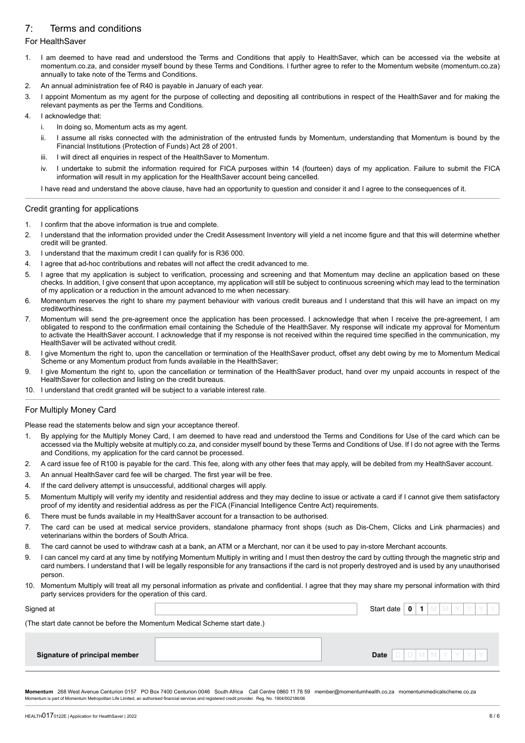## 7: Terms and conditions

### For HealthSaver

1. I am deemed to have read and understood the Terms and Conditions that apply to HealthSaver, which can be accessed via the website at momentum.co.za, and consider myself bound by these Terms and Conditions. I further agree to refer to the Momentum website (momentum.co.za) annually to take note of the Terms and Conditions.
2. An annual administration fee of R40 is payable in January of each year.
3. I appoint Momentum as my agent for the purpose of collecting and depositing all contributions in respect of the HealthSaver and for making the relevant payments as per the Terms and Conditions.
4. I acknowledge that:
   i. In doing so, Momentum acts as my agent.
   ii. I assume all risks connected with the administration of the entrusted funds by Momentum, understanding that Momentum is bound by the Financial Institutions (Protection of Funds) Act 28 of 2001.
   iii. I will direct all enquiries in respect of the HealthSaver to Momentum.
   iv. I undertake to submit the information required for FICA purposes within 14 (fourteen) days of my application. Failure to submit the FICA information will result in my application for the HealthSaver account being cancelled.

   I have read and understand the above clause, have had an opportunity to question and consider it and I agree to the consequences of it.

### Credit granting for applications

1. I confirm that the above information is true and complete.
2. I understand that the information provided under the Credit Assessment Inventory will yield a net income figure and that this will determine whether credit will be granted.
3. I understand that the maximum credit I can qualify for is R36 000.
4. I agree that ad-hoc contributions and rebates will not affect the credit advanced to me.
5. I agree that my application is subject to verification, processing and screening and that Momentum may decline an application based on these checks. In addition, I give consent that upon acceptance, my application will still be subject to continuous screening which may lead to the termination of my application or a reduction in the amount advanced to me when necessary.
6. Momentum reserves the right to share my payment behaviour with various credit bureaus and I understand that this will have an impact on my creditworthiness.
7. Momentum will send the pre-agreement once the application has been processed. I acknowledge that when I receive the pre-agreement, I am obligated to respond to the confirmation email containing the Schedule of the HealthSaver. My response will indicate my approval for Momentum to activate the HealthSaver account. I acknowledge that if my response is not received within the required time specified in the communication, my HealthSaver will be activated without credit.
8. I give Momentum the right to, upon the cancellation or termination of the HealthSaver product, offset any debt owing by me to Momentum Medical Scheme or any Momentum product from funds available in the HealthSaver;
9. I give Momentum the right to, upon the cancellation or termination of the HealthSaver product, hand over my unpaid accounts in respect of the HealthSaver for collection and listing on the credit bureaus.
10. I understand that credit granted will be subject to a variable interest rate.

### For Multiply Money Card

Please read the statements below and sign your acceptance thereof.

1. By applying for the Multiply Money Card, I am deemed to have read and understood the Terms and Conditions for Use of the card which can be accessed via the Multiply website at multiply.co.za, and consider myself bound by these Terms and Conditions of Use. If I do not agree with the Terms and Conditions, my application for the card cannot be processed.
2. A card issue fee of R100 is payable for the card. This fee, along with any other fees that may apply, will be debited from my HealthSaver account.
3. An annual HealthSaver card fee will be charged. The first year will be free.
4. If the card delivery attempt is unsuccessful, additional charges will apply.
5. Momentum Multiply will verify my identity and residential address and they may decline to issue or activate a card if I cannot give them satisfactory proof of my identity and residential address as per the FICA (Financial Intelligence Centre Act) requirements.
6. There must be funds available in my HealthSaver account for a transaction to be authorised.
7. The card can be used at medical service providers, standalone pharmacy front shops (such as Dis-Chem, Clicks and Link pharmacies) and veterinarians within the borders of South Africa.
8. The card cannot be used to withdraw cash at a bank, an ATM or a Merchant, nor can it be used to pay in-store Merchant accounts.
9. I can cancel my card at any time by notifying Momentum Multiply in writing and I must then destroy the card by cutting through the magnetic strip and card numbers. I understand that I will be legally responsible for any transactions if the card is not properly destroyed and is used by any unauthorised person.
10. Momentum Multiply will treat all my personal information as private and confidential. I agree that they may share my personal information with third party services providers for the operation of this card.

Signed at ______________________ Start date 0 1 M M Y Y Y Y

(The start date cannot be before the Momentum Medical Scheme start date.)

**Signature of principal member** ______________________ **Date** D D M M Y Y Y Y

**Momentum** 268 West Avenue Centurion 0157 PO Box 7400 Centurion 0046 South Africa Call Centre 0860 11 78 59 member@momentumhealth.co.za momentummedicalscheme.co.za

Momentum is part of Momentum Metropolitan Life Limited, an authorised financial services and registered credit provider. Reg. No. 1904/002186/06